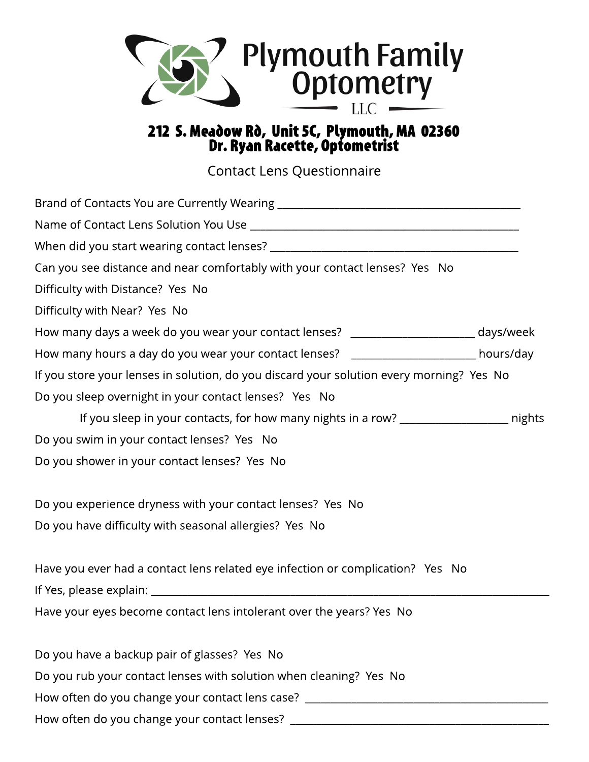# Plymouth Family Optometry LLC

**212 S. Meadow Rd, Unit 5C, Plymouth, MA 02360**
**Dr. Ryan Racette, Optometrist**

## Contact Lens Questionnaire

Brand of Contacts You are Currently Wearing ___________________________________________

Name of Contact Lens Solution You Use ________________________________________________

When did you start wearing contact lenses? ____________________________________________

Can you see distance and near comfortably with your contact lenses? Yes No

Difficulty with Distance? Yes No

Difficulty with Near? Yes No

How many days a week do you wear your contact lenses? ____________________ days/week

How many hours a day do you wear your contact lenses? ____________________ hours/day

If you store your lenses in solution, do you discard your solution every morning? Yes No

Do you sleep overnight in your contact lenses? Yes No

If you sleep in your contacts, for how many nights in a row? _________________ nights

Do you swim in your contact lenses? Yes No

Do you shower in your contact lenses? Yes No

Do you experience dryness with your contact lenses? Yes No

Do you have difficulty with seasonal allergies? Yes No

Have you ever had a contact lens related eye infection or complication? Yes No

If Yes, please explain: ________________________________________________________________

Have your eyes become contact lens intolerant over the years? Yes No

Do you have a backup pair of glasses? Yes No

Do you rub your contact lenses with solution when cleaning? Yes No

How often do you change your contact lens case? ____________________________________

How often do you change your contact lenses? _______________________________________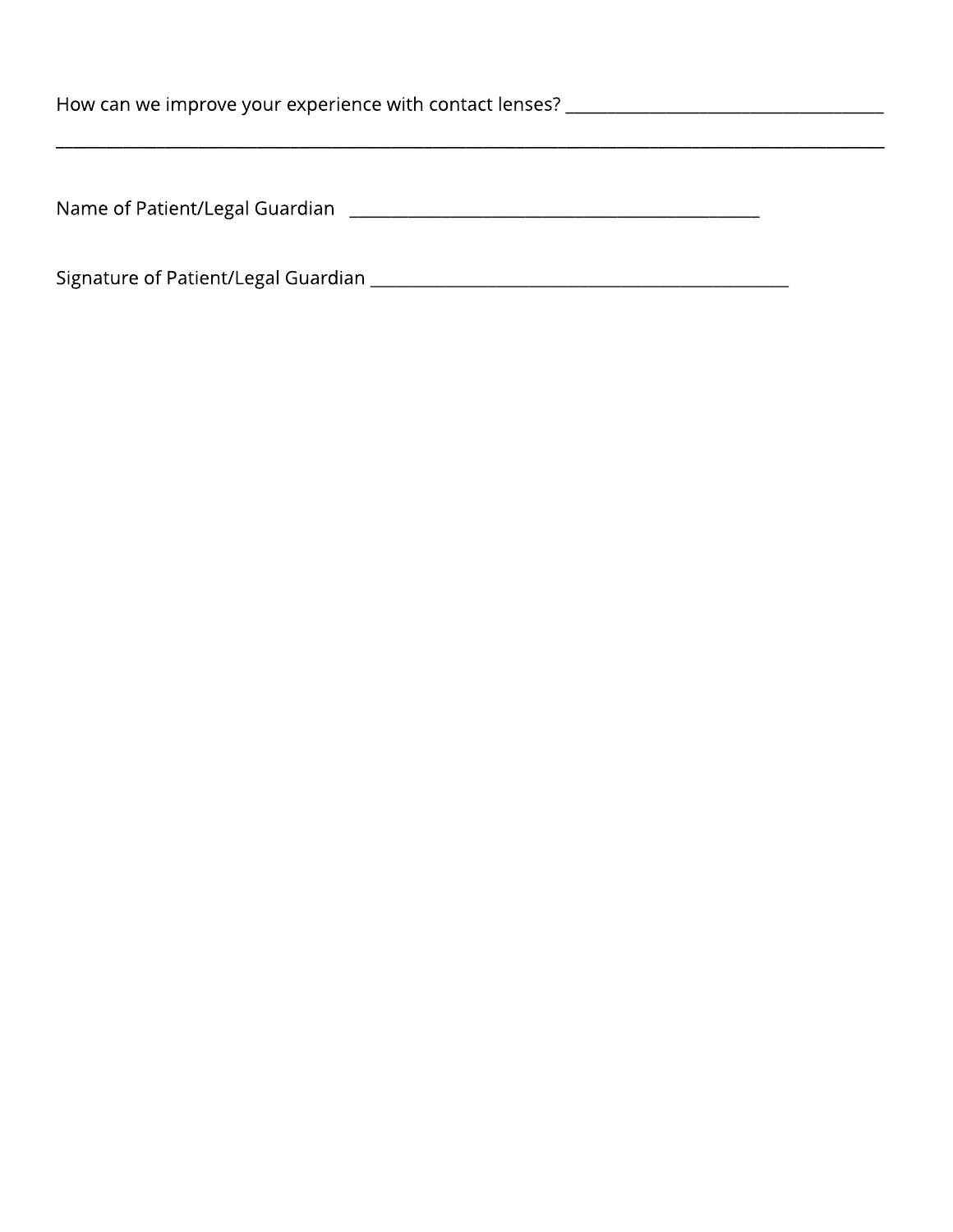How can we improve your experience with contact lenses? ____________________________________

____________________________________________________________________________________________

Name of Patient/Legal Guardian ______________________________________________

Signature of Patient/Legal Guardian ______________________________________________